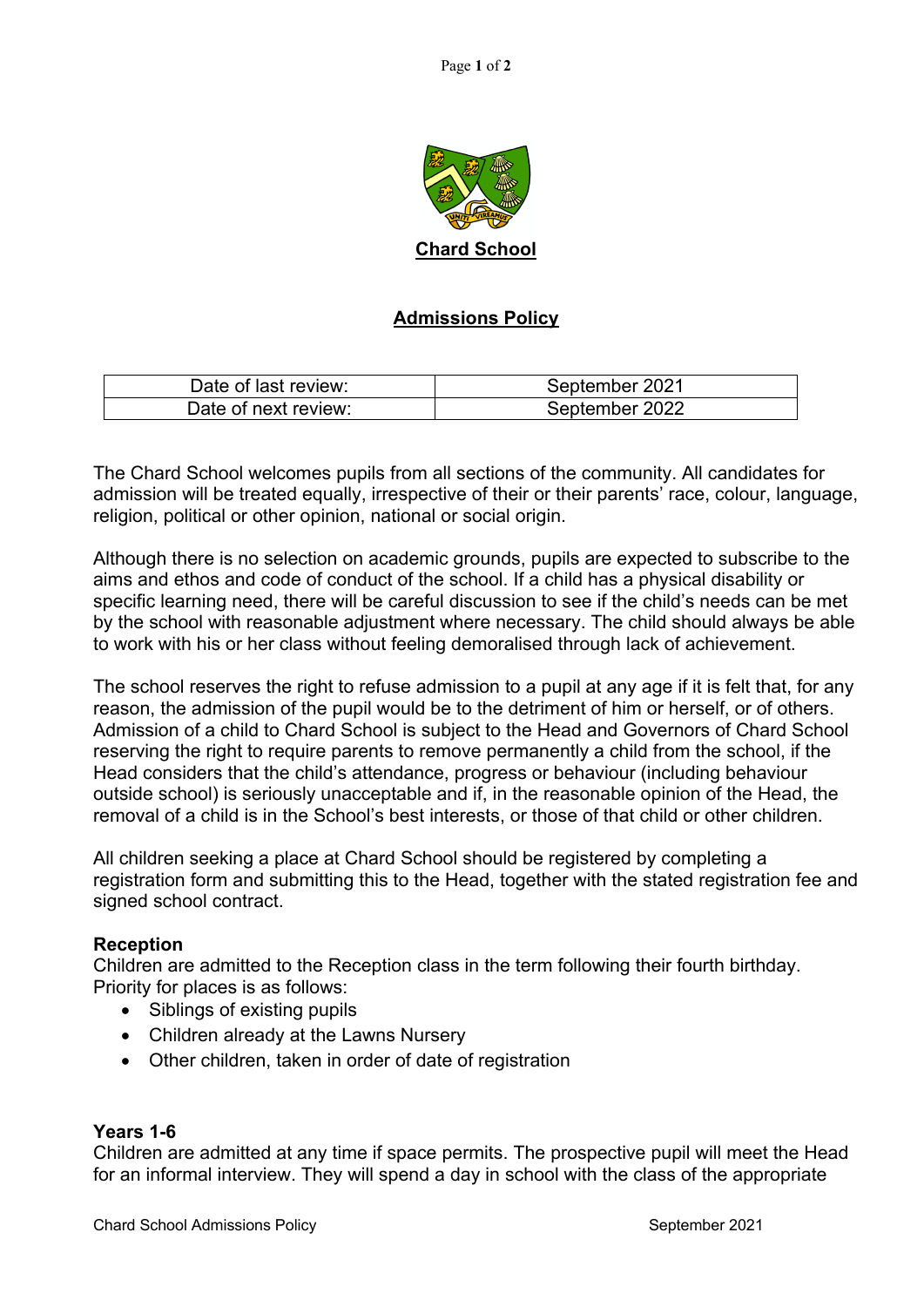# Chard School

## Admissions Policy

| Date of last review: | September 2021 |
|---|---|
| Date of next review: | September 2022 |

The Chard School welcomes pupils from all sections of the community. All candidates for admission will be treated equally, irrespective of their or their parents' race, colour, language, religion, political or other opinion, national or social origin.

Although there is no selection on academic grounds, pupils are expected to subscribe to the aims and ethos and code of conduct of the school. If a child has a physical disability or specific learning need, there will be careful discussion to see if the child's needs can be met by the school with reasonable adjustment where necessary. The child should always be able to work with his or her class without feeling demoralised through lack of achievement.

The school reserves the right to refuse admission to a pupil at any age if it is felt that, for any reason, the admission of the pupil would be to the detriment of him or herself, or of others. Admission of a child to Chard School is subject to the Head and Governors of Chard School reserving the right to require parents to remove permanently a child from the school, if the Head considers that the child's attendance, progress or behaviour (including behaviour outside school) is seriously unacceptable and if, in the reasonable opinion of the Head, the removal of a child is in the School's best interests, or those of that child or other children.

All children seeking a place at Chard School should be registered by completing a registration form and submitting this to the Head, together with the stated registration fee and signed school contract.

### Reception

Children are admitted to the Reception class in the term following their fourth birthday. Priority for places is as follows:

- Siblings of existing pupils
- Children already at the Lawns Nursery
- Other children, taken in order of date of registration

### Years 1-6

Children are admitted at any time if space permits. The prospective pupil will meet the Head for an informal interview. They will spend a day in school with the class of the appropriate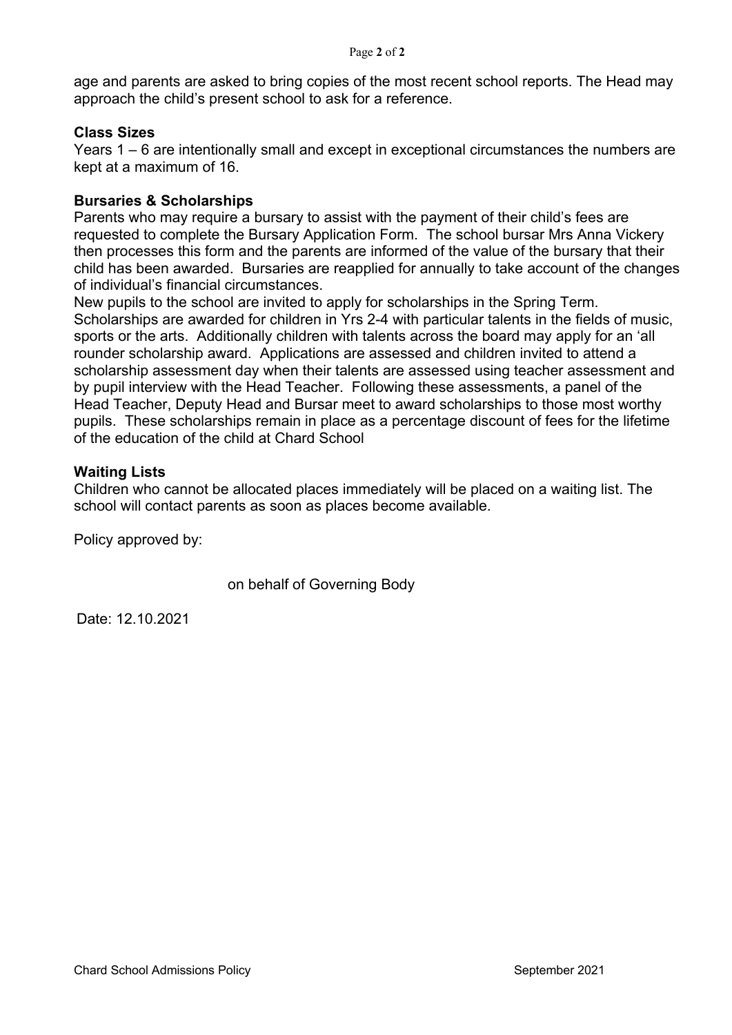age and parents are asked to bring copies of the most recent school reports. The Head may approach the child's present school to ask for a reference.

**Class Sizes**

Years 1 – 6 are intentionally small and except in exceptional circumstances the numbers are kept at a maximum of 16.

**Bursaries & Scholarships**

Parents who may require a bursary to assist with the payment of their child's fees are requested to complete the Bursary Application Form. The school bursar Mrs Anna Vickery then processes this form and the parents are informed of the value of the bursary that their child has been awarded. Bursaries are reapplied for annually to take account of the changes of individual's financial circumstances.

New pupils to the school are invited to apply for scholarships in the Spring Term. Scholarships are awarded for children in Yrs 2-4 with particular talents in the fields of music, sports or the arts. Additionally children with talents across the board may apply for an 'all rounder scholarship award. Applications are assessed and children invited to attend a scholarship assessment day when their talents are assessed using teacher assessment and by pupil interview with the Head Teacher. Following these assessments, a panel of the Head Teacher, Deputy Head and Bursar meet to award scholarships to those most worthy pupils. These scholarships remain in place as a percentage discount of fees for the lifetime of the education of the child at Chard School

**Waiting Lists**

Children who cannot be allocated places immediately will be placed on a waiting list. The school will contact parents as soon as places become available.

Policy approved by:

on behalf of Governing Body

Date: 12.10.2021